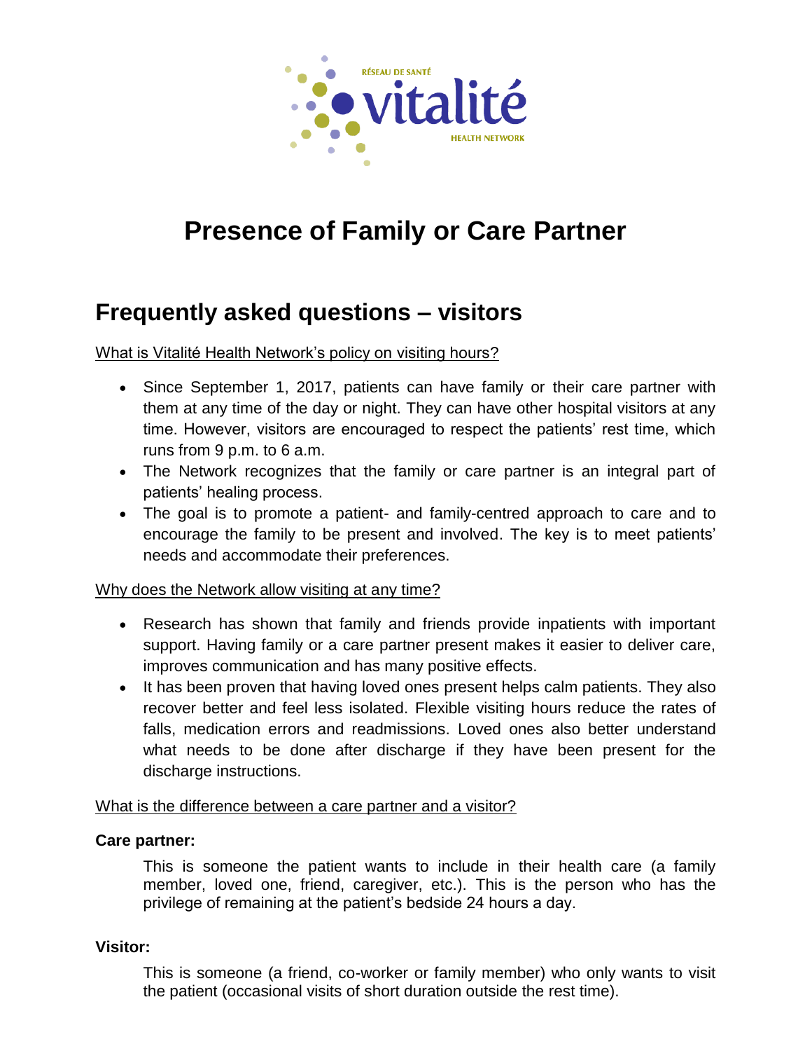RÉSEAU DE SANTÉ **vitalité** HEALTH NETWORK

# Presence of Family or Care Partner

## Frequently asked questions – visitors

What is Vitalité Health Network's policy on visiting hours?

- Since September 1, 2017, patients can have family or their care partner with them at any time of the day or night. They can have other hospital visitors at any time. However, visitors are encouraged to respect the patients' rest time, which runs from 9 p.m. to 6 a.m.
- The Network recognizes that the family or care partner is an integral part of patients' healing process.
- The goal is to promote a patient- and family-centred approach to care and to encourage the family to be present and involved. The key is to meet patients' needs and accommodate their preferences.

Why does the Network allow visiting at any time?

- Research has shown that family and friends provide inpatients with important support. Having family or a care partner present makes it easier to deliver care, improves communication and has many positive effects.
- It has been proven that having loved ones present helps calm patients. They also recover better and feel less isolated. Flexible visiting hours reduce the rates of falls, medication errors and readmissions. Loved ones also better understand what needs to be done after discharge if they have been present for the discharge instructions.

What is the difference between a care partner and a visitor?

**Care partner:**

This is someone the patient wants to include in their health care (a family member, loved one, friend, caregiver, etc.). This is the person who has the privilege of remaining at the patient's bedside 24 hours a day.

**Visitor:**

This is someone (a friend, co-worker or family member) who only wants to visit the patient (occasional visits of short duration outside the rest time).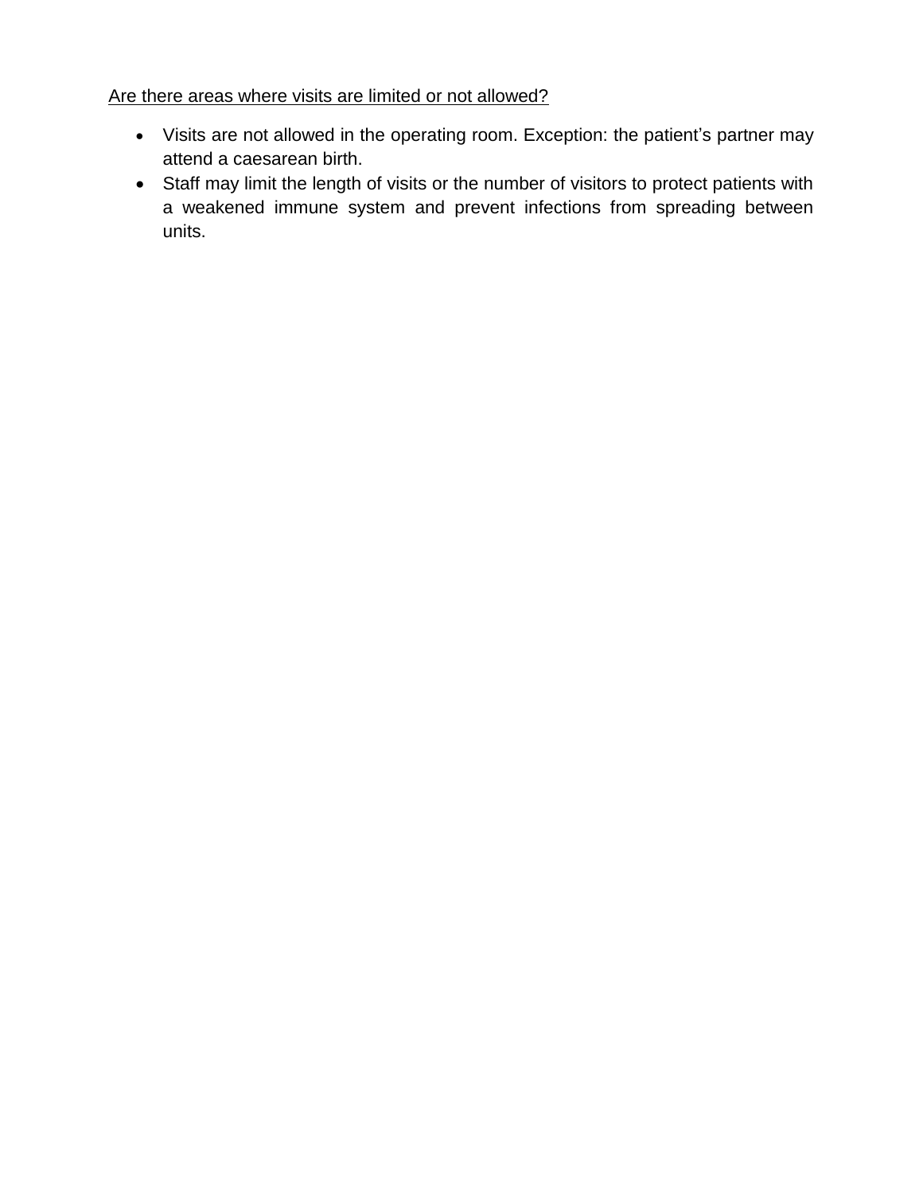Are there areas where visits are limited or not allowed?

- Visits are not allowed in the operating room. Exception: the patient's partner may attend a caesarean birth.
- Staff may limit the length of visits or the number of visitors to protect patients with a weakened immune system and prevent infections from spreading between units.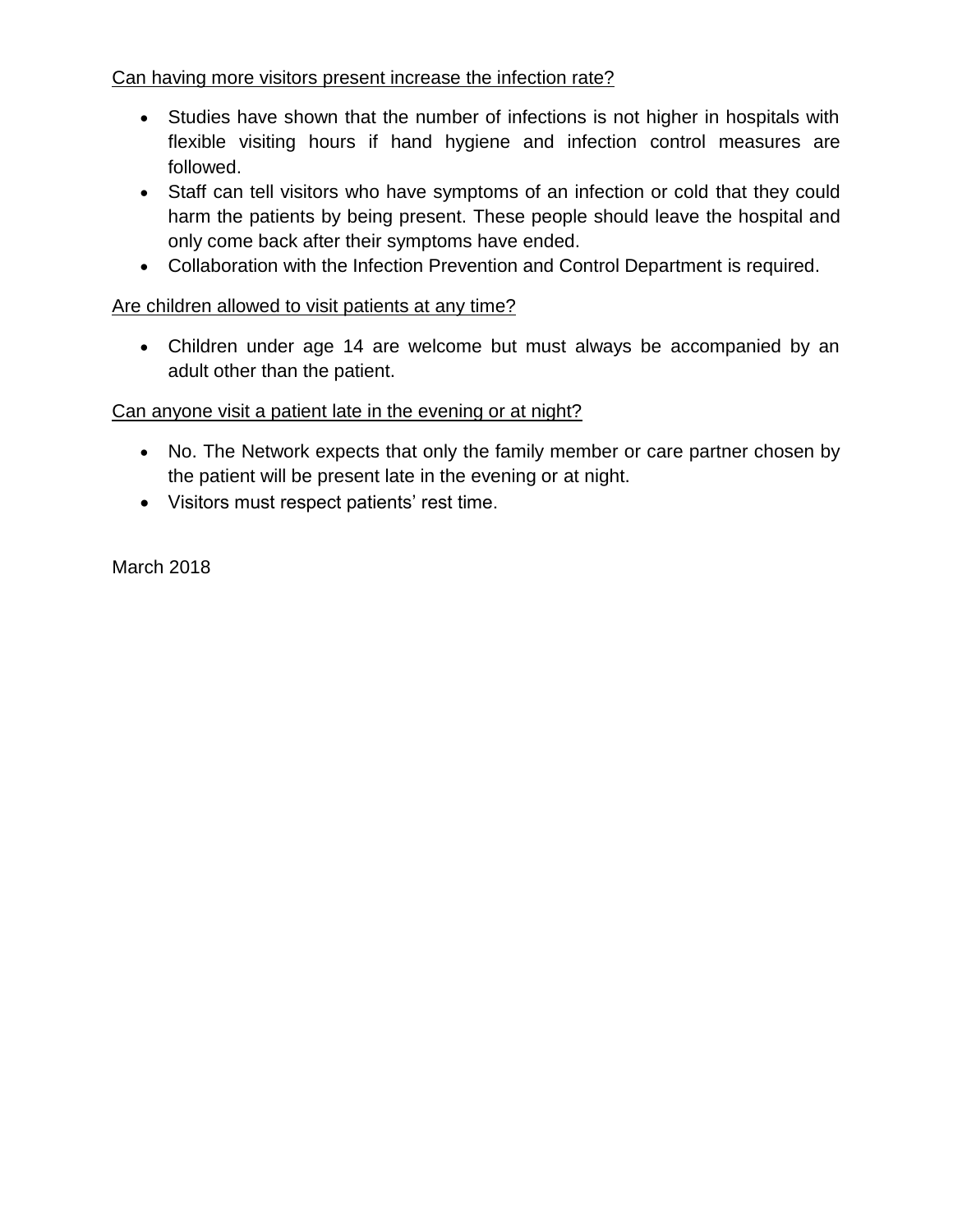<u>Can having more visitors present increase the infection rate?</u>

- Studies have shown that the number of infections is not higher in hospitals with flexible visiting hours if hand hygiene and infection control measures are followed.
- Staff can tell visitors who have symptoms of an infection or cold that they could harm the patients by being present. These people should leave the hospital and only come back after their symptoms have ended.
- Collaboration with the Infection Prevention and Control Department is required.

<u>Are children allowed to visit patients at any time?</u>

- Children under age 14 are welcome but must always be accompanied by an adult other than the patient.

<u>Can anyone visit a patient late in the evening or at night?</u>

- No. The Network expects that only the family member or care partner chosen by the patient will be present late in the evening or at night.
- Visitors must respect patients' rest time.

March 2018